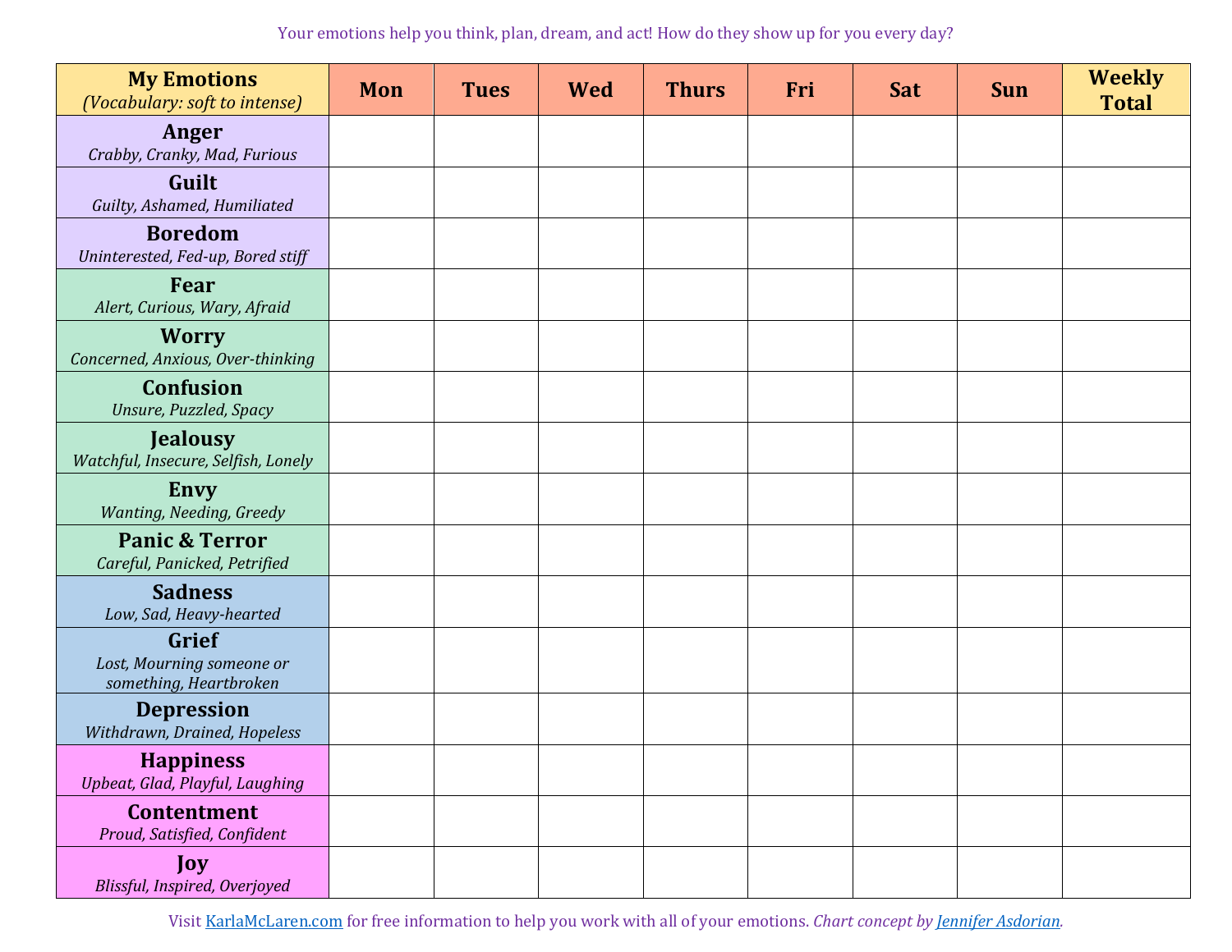Your emotions help you think, plan, dream, and act! How do they show up for you every day?

| **My Emotions** *(Vocabulary: soft to intense)* | **Mon** | **Tues** | **Wed** | **Thurs** | **Fri** | **Sat** | **Sun** | **Weekly Total** |
|---|---|---|---|---|---|---|---|---|
| **Anger** *Crabby, Cranky, Mad, Furious* | | | | | | | | |
| **Guilt** *Guilty, Ashamed, Humiliated* | | | | | | | | |
| **Boredom** *Uninterested, Fed-up, Bored stiff* | | | | | | | | |
| **Fear** *Alert, Curious, Wary, Afraid* | | | | | | | | |
| **Worry** *Concerned, Anxious, Over-thinking* | | | | | | | | |
| **Confusion** *Unsure, Puzzled, Spacy* | | | | | | | | |
| **Jealousy** *Watchful, Insecure, Selfish, Lonely* | | | | | | | | |
| **Envy** *Wanting, Needing, Greedy* | | | | | | | | |
| **Panic & Terror** *Careful, Panicked, Petrified* | | | | | | | | |
| **Sadness** *Low, Sad, Heavy-hearted* | | | | | | | | |
| **Grief** *Lost, Mourning someone or something, Heartbroken* | | | | | | | | |
| **Depression** *Withdrawn, Drained, Hopeless* | | | | | | | | |
| **Happiness** *Upbeat, Glad, Playful, Laughing* | | | | | | | | |
| **Contentment** *Proud, Satisfied, Confident* | | | | | | | | |
| **Joy** *Blissful, Inspired, Overjoyed* | | | | | | | | |

Visit KarlaMcLaren.com for free information to help you work with all of your emotions. *Chart concept by Jennifer Asdorian.*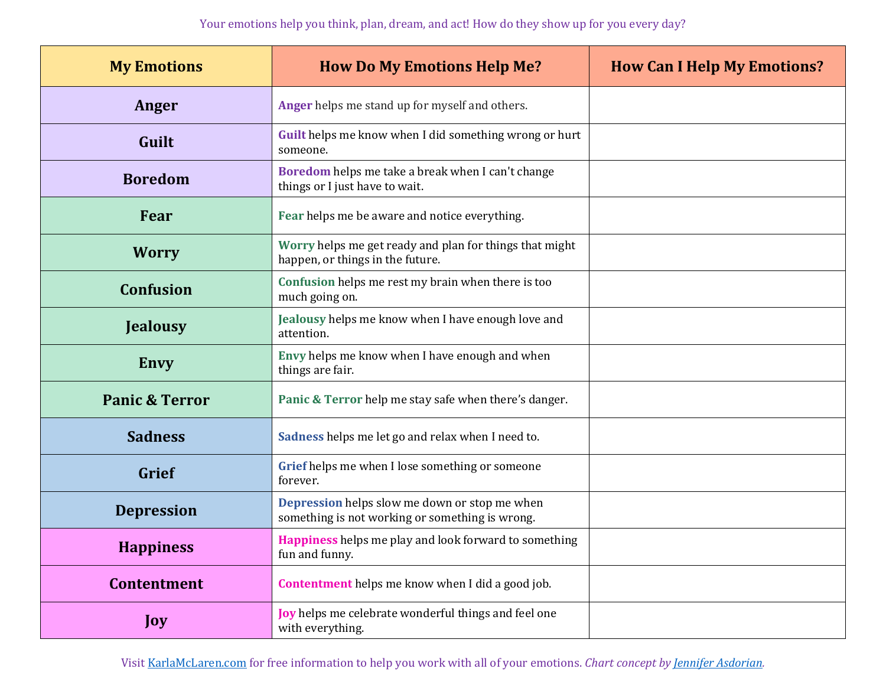Your emotions help you think, plan, dream, and act! How do they show up for you every day?

| My Emotions | How Do My Emotions Help Me? | How Can I Help My Emotions? |
|---|---|---|
| **Anger** | **Anger** helps me stand up for myself and others. | |
| **Guilt** | **Guilt** helps me know when I did something wrong or hurt someone. | |
| **Boredom** | **Boredom** helps me take a break when I can't change things or I just have to wait. | |
| **Fear** | **Fear** helps me be aware and notice everything. | |
| **Worry** | **Worry** helps me get ready and plan for things that might happen, or things in the future. | |
| **Confusion** | **Confusion** helps me rest my brain when there is too much going on. | |
| **Jealousy** | **Jealousy** helps me know when I have enough love and attention. | |
| **Envy** | **Envy** helps me know when I have enough and when things are fair. | |
| **Panic & Terror** | **Panic & Terror** help me stay safe when there's danger. | |
| **Sadness** | **Sadness** helps me let go and relax when I need to. | |
| **Grief** | **Grief** helps me when I lose something or someone forever. | |
| **Depression** | **Depression** helps slow me down or stop me when something is not working or something is wrong. | |
| **Happiness** | **Happiness** helps me play and look forward to something fun and funny. | |
| **Contentment** | **Contentment** helps me know when I did a good job. | |
| **Joy** | **Joy** helps me celebrate wonderful things and feel one with everything. | |

Visit KarlaMcLaren.com for free information to help you work with all of your emotions. *Chart concept by Jennifer Asdorian.*